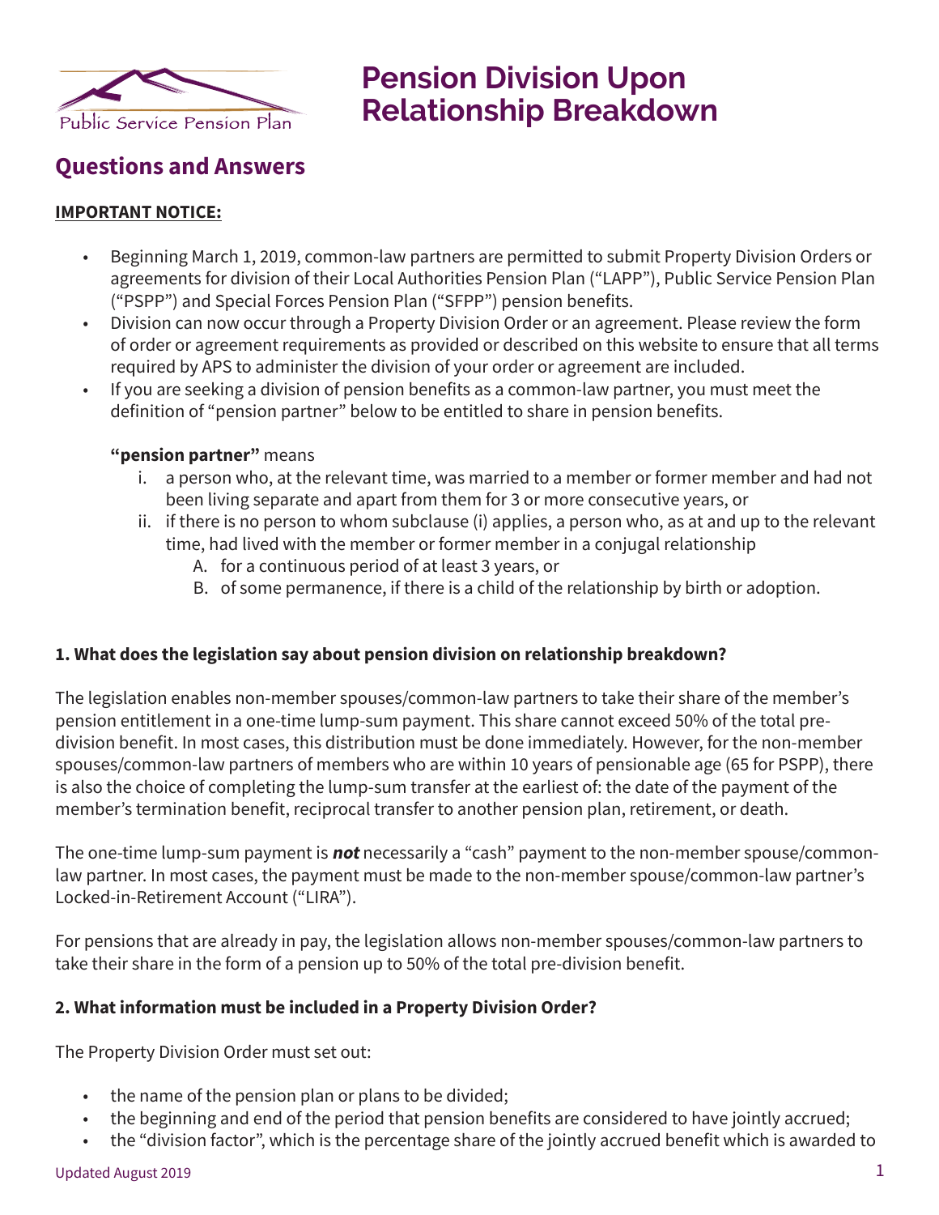Public Service Pension Plan

# Pension Division Upon Relationship Breakdown

## Questions and Answers

**IMPORTANT NOTICE:**

- Beginning March 1, 2019, common-law partners are permitted to submit Property Division Orders or agreements for division of their Local Authorities Pension Plan ("LAPP"), Public Service Pension Plan ("PSPP") and Special Forces Pension Plan ("SFPP") pension benefits.
- Division can now occur through a Property Division Order or an agreement. Please review the form of order or agreement requirements as provided or described on this website to ensure that all terms required by APS to administer the division of your order or agreement are included.
- If you are seeking a division of pension benefits as a common-law partner, you must meet the definition of "pension partner" below to be entitled to share in pension benefits.

  **"pension partner"** means

  i. a person who, at the relevant time, was married to a member or former member and had not been living separate and apart from them for 3 or more consecutive years, or
  ii. if there is no person to whom subclause (i) applies, a person who, as at and up to the relevant time, had lived with the member or former member in a conjugal relationship
     A. for a continuous period of at least 3 years, or
     B. of some permanence, if there is a child of the relationship by birth or adoption.

**1. What does the legislation say about pension division on relationship breakdown?**

The legislation enables non-member spouses/common-law partners to take their share of the member's pension entitlement in a one-time lump-sum payment. This share cannot exceed 50% of the total pre-division benefit. In most cases, this distribution must be done immediately. However, for the non-member spouses/common-law partners of members who are within 10 years of pensionable age (65 for PSPP), there is also the choice of completing the lump-sum transfer at the earliest of: the date of the payment of the member's termination benefit, reciprocal transfer to another pension plan, retirement, or death.

The one-time lump-sum payment is ***not*** necessarily a "cash" payment to the non-member spouse/common-law partner. In most cases, the payment must be made to the non-member spouse/common-law partner's Locked-in-Retirement Account ("LIRA").

For pensions that are already in pay, the legislation allows non-member spouses/common-law partners to take their share in the form of a pension up to 50% of the total pre-division benefit.

**2. What information must be included in a Property Division Order?**

The Property Division Order must set out:

- the name of the pension plan or plans to be divided;
- the beginning and end of the period that pension benefits are considered to have jointly accrued;
- the "division factor", which is the percentage share of the jointly accrued benefit which is awarded to

Updated August 2019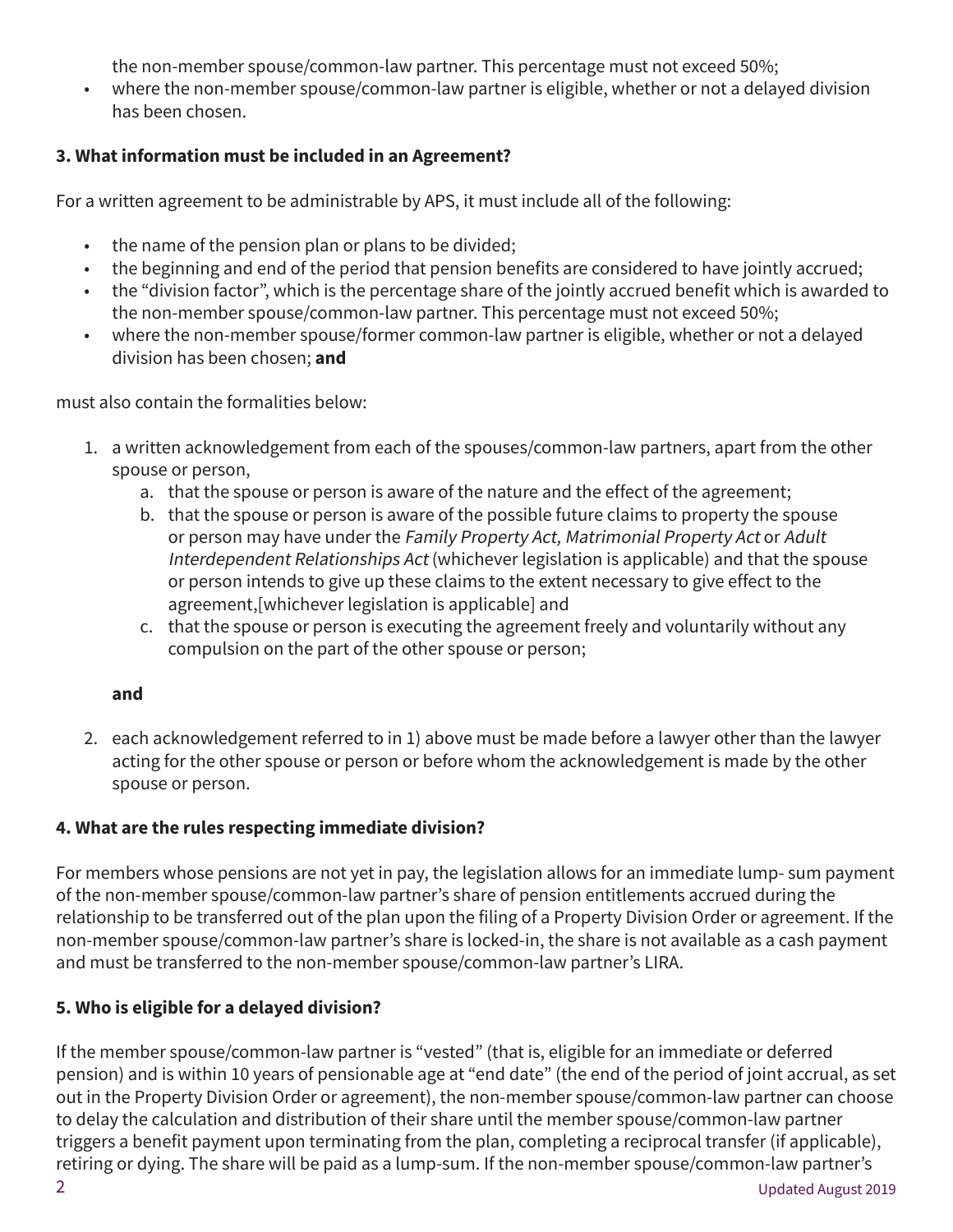the non-member spouse/common-law partner. This percentage must not exceed 50%;

- where the non-member spouse/common-law partner is eligible, whether or not a delayed division has been chosen.

### 3. What information must be included in an Agreement?

For a written agreement to be administrable by APS, it must include all of the following:

- the name of the pension plan or plans to be divided;
- the beginning and end of the period that pension benefits are considered to have jointly accrued;
- the "division factor", which is the percentage share of the jointly accrued benefit which is awarded to the non-member spouse/common-law partner. This percentage must not exceed 50%;
- where the non-member spouse/former common-law partner is eligible, whether or not a delayed division has been chosen; **and**

must also contain the formalities below:

1. a written acknowledgement from each of the spouses/common-law partners, apart from the other spouse or person,
    a. that the spouse or person is aware of the nature and the effect of the agreement;
    b. that the spouse or person is aware of the possible future claims to property the spouse or person may have under the *Family Property Act, Matrimonial Property Act* or *Adult Interdependent Relationships Act* (whichever legislation is applicable) and that the spouse or person intends to give up these claims to the extent necessary to give effect to the agreement,[whichever legislation is applicable] and
    c. that the spouse or person is executing the agreement freely and voluntarily without any compulsion on the part of the other spouse or person;

    **and**

2. each acknowledgement referred to in 1) above must be made before a lawyer other than the lawyer acting for the other spouse or person or before whom the acknowledgement is made by the other spouse or person.

### 4. What are the rules respecting immediate division?

For members whose pensions are not yet in pay, the legislation allows for an immediate lump- sum payment of the non-member spouse/common-law partner's share of pension entitlements accrued during the relationship to be transferred out of the plan upon the filing of a Property Division Order or agreement. If the non-member spouse/common-law partner's share is locked-in, the share is not available as a cash payment and must be transferred to the non-member spouse/common-law partner's LIRA.

### 5. Who is eligible for a delayed division?

If the member spouse/common-law partner is "vested" (that is, eligible for an immediate or deferred pension) and is within 10 years of pensionable age at "end date" (the end of the period of joint accrual, as set out in the Property Division Order or agreement), the non-member spouse/common-law partner can choose to delay the calculation and distribution of their share until the member spouse/common-law partner triggers a benefit payment upon terminating from the plan, completing a reciprocal transfer (if applicable), retiring or dying. The share will be paid as a lump-sum. If the non-member spouse/common-law partner's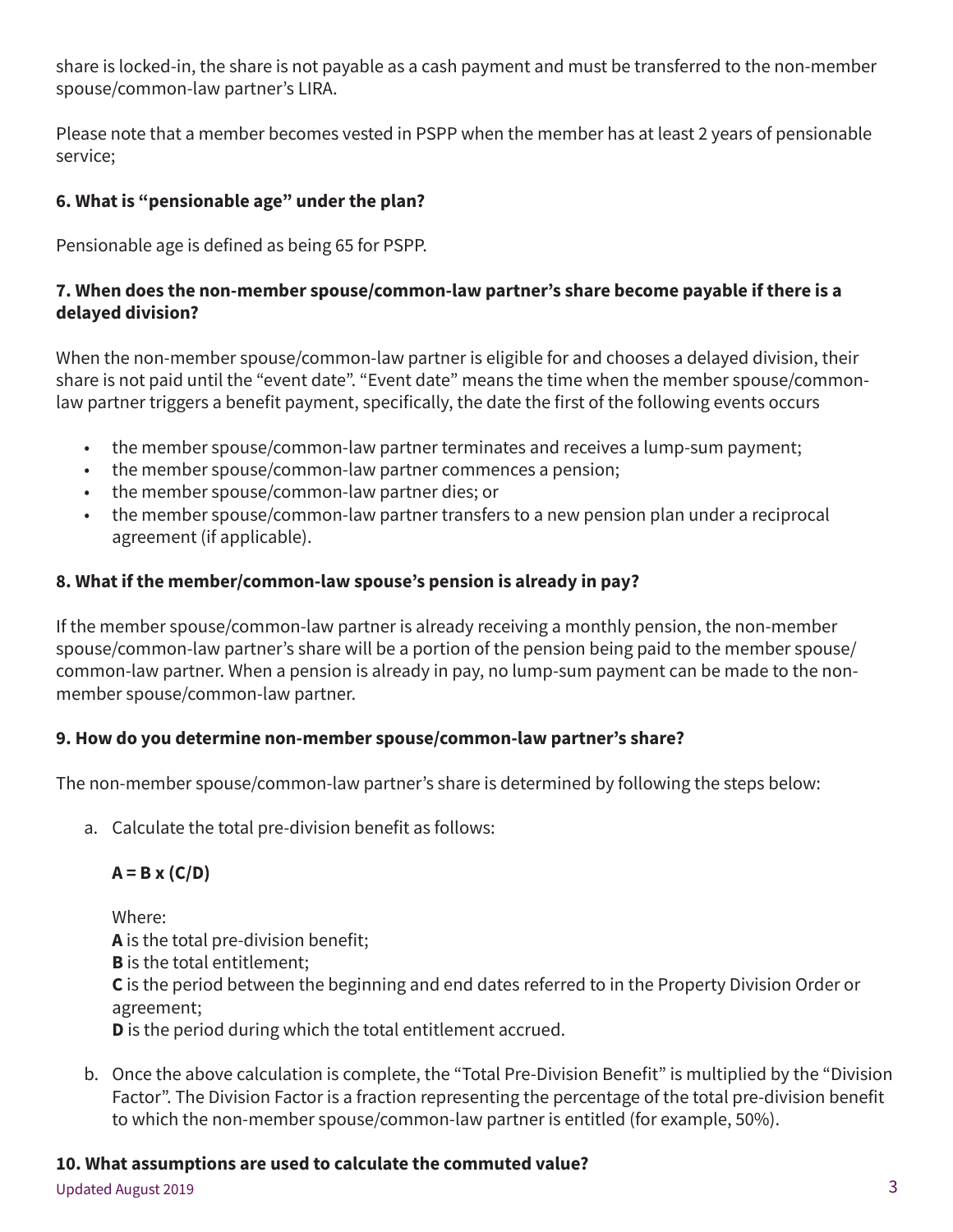share is locked-in, the share is not payable as a cash payment and must be transferred to the non-member spouse/common-law partner's LIRA.

Please note that a member becomes vested in PSPP when the member has at least 2 years of pensionable service;

**6. What is "pensionable age" under the plan?**

Pensionable age is defined as being 65 for PSPP.

**7. When does the non-member spouse/common-law partner's share become payable if there is a delayed division?**

When the non-member spouse/common-law partner is eligible for and chooses a delayed division, their share is not paid until the "event date". "Event date" means the time when the member spouse/common-law partner triggers a benefit payment, specifically, the date the first of the following events occurs

- the member spouse/common-law partner terminates and receives a lump-sum payment;
- the member spouse/common-law partner commences a pension;
- the member spouse/common-law partner dies; or
- the member spouse/common-law partner transfers to a new pension plan under a reciprocal agreement (if applicable).

**8. What if the member/common-law spouse's pension is already in pay?**

If the member spouse/common-law partner is already receiving a monthly pension, the non-member spouse/common-law partner's share will be a portion of the pension being paid to the member spouse/common-law partner. When a pension is already in pay, no lump-sum payment can be made to the non-member spouse/common-law partner.

**9. How do you determine non-member spouse/common-law partner's share?**

The non-member spouse/common-law partner's share is determined by following the steps below:

a. Calculate the total pre-division benefit as follows:

   **$A = B \times (C/D)$**

   Where:
   **A** is the total pre-division benefit;
   **B** is the total entitlement;
   **C** is the period between the beginning and end dates referred to in the Property Division Order or agreement;
   **D** is the period during which the total entitlement accrued.

b. Once the above calculation is complete, the "Total Pre-Division Benefit" is multiplied by the "Division Factor". The Division Factor is a fraction representing the percentage of the total pre-division benefit to which the non-member spouse/common-law partner is entitled (for example, 50%).

**10. What assumptions are used to calculate the commuted value?**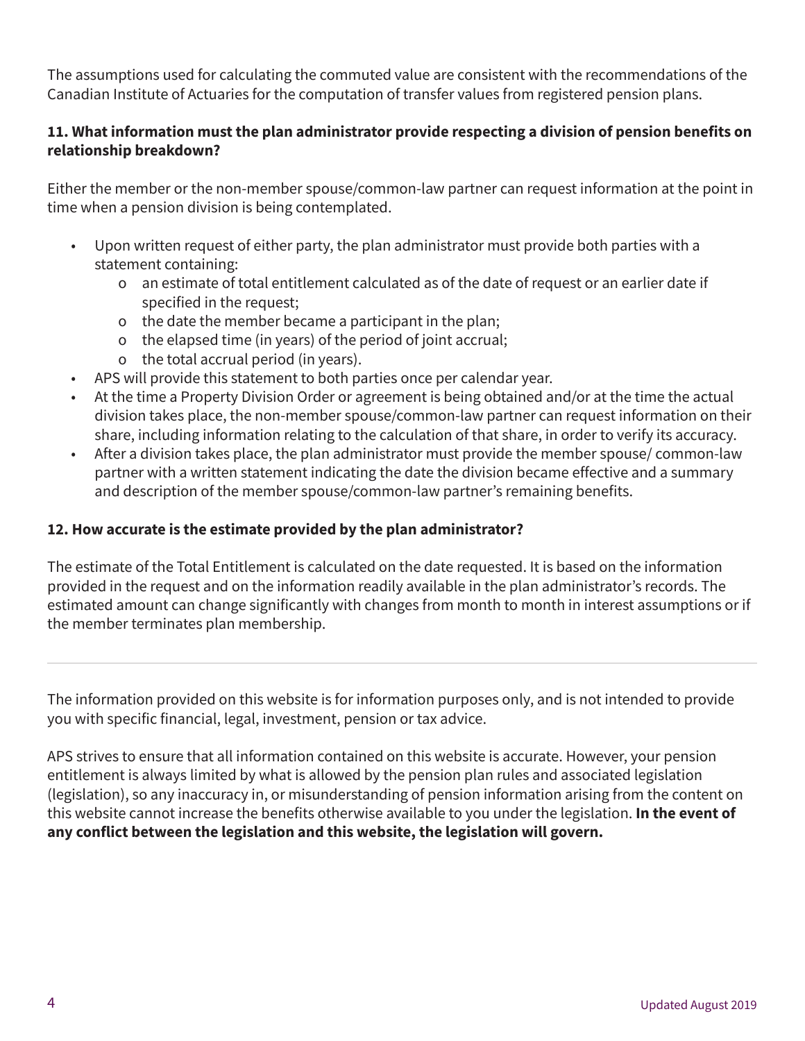The assumptions used for calculating the commuted value are consistent with the recommendations of the Canadian Institute of Actuaries for the computation of transfer values from registered pension plans.

### 11. What information must the plan administrator provide respecting a division of pension benefits on relationship breakdown?

Either the member or the non-member spouse/common-law partner can request information at the point in time when a pension division is being contemplated.

- Upon written request of either party, the plan administrator must provide both parties with a statement containing:
  - an estimate of total entitlement calculated as of the date of request or an earlier date if specified in the request;
  - the date the member became a participant in the plan;
  - the elapsed time (in years) of the period of joint accrual;
  - the total accrual period (in years).
- APS will provide this statement to both parties once per calendar year.
- At the time a Property Division Order or agreement is being obtained and/or at the time the actual division takes place, the non-member spouse/common-law partner can request information on their share, including information relating to the calculation of that share, in order to verify its accuracy.
- After a division takes place, the plan administrator must provide the member spouse/ common-law partner with a written statement indicating the date the division became effective and a summary and description of the member spouse/common-law partner's remaining benefits.

### 12. How accurate is the estimate provided by the plan administrator?

The estimate of the Total Entitlement is calculated on the date requested. It is based on the information provided in the request and on the information readily available in the plan administrator's records. The estimated amount can change significantly with changes from month to month in interest assumptions or if the member terminates plan membership.

---

The information provided on this website is for information purposes only, and is not intended to provide you with specific financial, legal, investment, pension or tax advice.

APS strives to ensure that all information contained on this website is accurate. However, your pension entitlement is always limited by what is allowed by the pension plan rules and associated legislation (legislation), so any inaccuracy in, or misunderstanding of pension information arising from the content on this website cannot increase the benefits otherwise available to you under the legislation. **In the event of any conflict between the legislation and this website, the legislation will govern.**